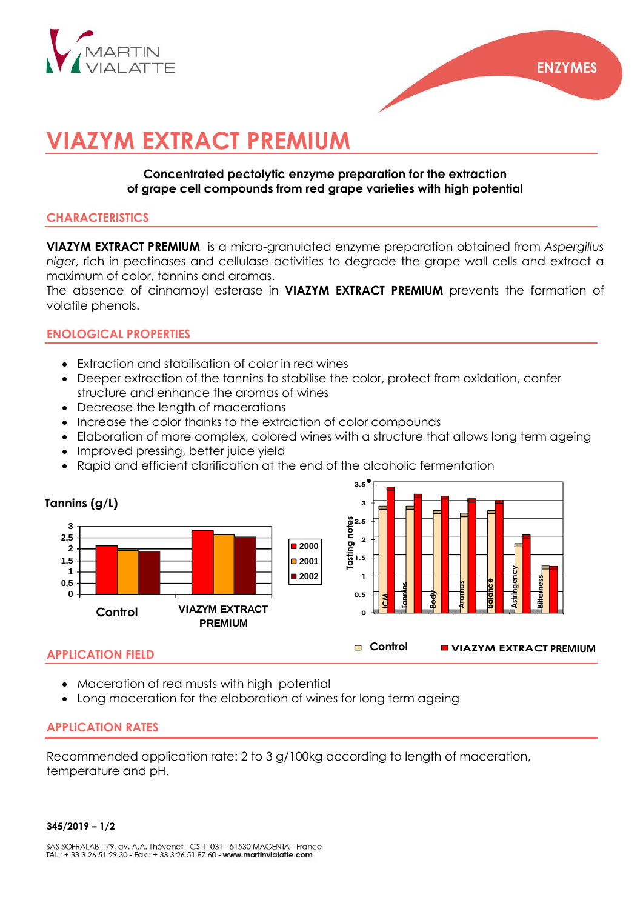# VIAZYM EXTRACT PREMIUM

**Concentrated pectolytic enzyme preparation for the extraction of grape cell compounds from red grape varieties with high potential**

## CHARACTERISTICS

**VIAZYM EXTRACT PREMIUM** is a micro-granulated enzyme preparation obtained from *Aspergillus niger*, rich in pectinases and cellulase activities to degrade the grape wall cells and extract a maximum of color, tannins and aromas.
The absence of cinnamoyl esterase in **VIAZYM EXTRACT PREMIUM** prevents the formation of volatile phenols.

## ENOLOGICAL PROPERTIES

- Extraction and stabilisation of color in red wines
- Deeper extraction of the tannins to stabilise the color, protect from oxidation, confer structure and enhance the aromas of wines
- Decrease the length of macerations
- Increase the color thanks to the extraction of color compounds
- Elaboration of more complex, colored wines with a structure that allows long term ageing
- Improved pressing, better juice yield
- Rapid and efficient clarification at the end of the alcoholic fermentation

**Tannins (g/L)**

Control / VIAZYM EXTRACT PREMIUM — 2000, 2001, 2002

Tasting notes: ICM, Tannins, Body, Aromas, Balance, Astringency, Bitterness — Control / VIAZYM EXTRACT PREMIUM

## APPLICATION FIELD

- Maceration of red musts with high potential
- Long maceration for the elaboration of wines for long term ageing

## APPLICATION RATES

Recommended application rate: 2 to 3 g/100kg according to length of maceration, temperature and pH.

**345/2019 – 1/2**

SAS SOFRALAB - 79, av. A.A. Thévenet - CS 11031 - 51530 MAGENTA - France
Tél. : + 33 3 26 51 29 30 - Fax : + 33 3 26 51 87 60 - **www.martinvialatte.com**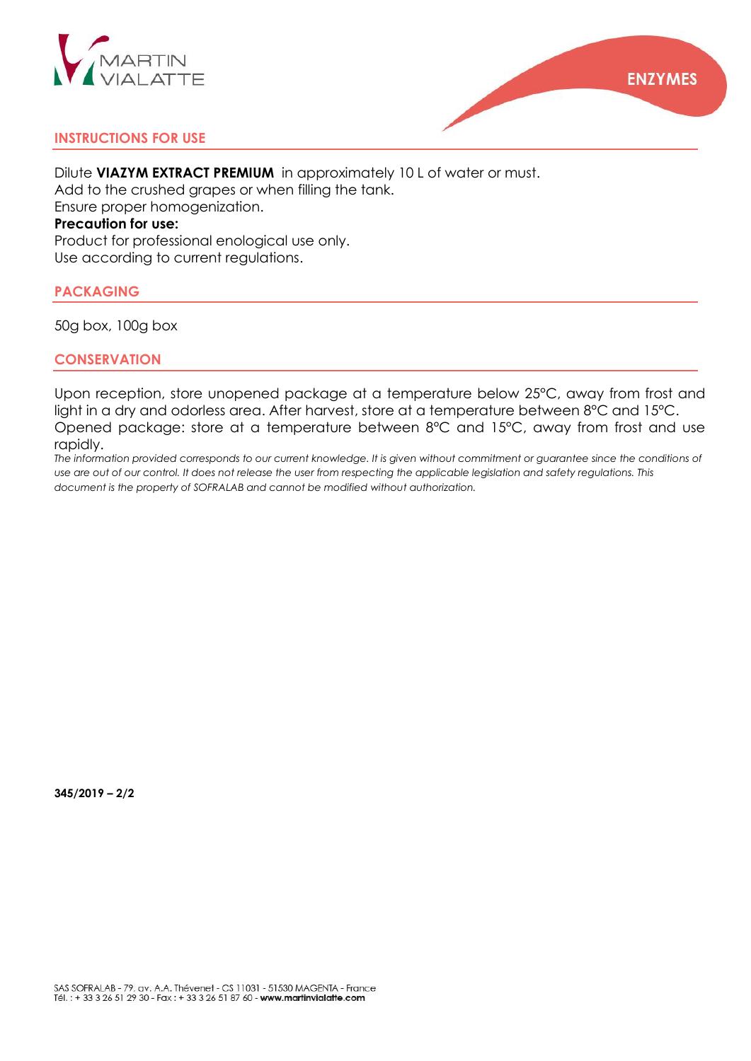## INSTRUCTIONS FOR USE

Dilute **VIAZYM EXTRACT PREMIUM** in approximately 10 L of water or must.
Add to the crushed grapes or when filling the tank.
Ensure proper homogenization.
**Precaution for use:**
Product for professional enological use only.
Use according to current regulations.

## PACKAGING

50g box, 100g box

## CONSERVATION

Upon reception, store unopened package at a temperature below 25°C, away from frost and light in a dry and odorless area. After harvest, store at a temperature between 8°C and 15°C.
Opened package: store at a temperature between 8°C and 15°C, away from frost and use rapidly.

*The information provided corresponds to our current knowledge. It is given without commitment or guarantee since the conditions of use are out of our control. It does not release the user from respecting the applicable legislation and safety regulations. This document is the property of SOFRALAB and cannot be modified without authorization.*

**345/2019**

SAS SOFRALAB - 79, av. A.A. Thévenet - CS 11031 - 51530 MAGENTA - France
Tél. : + 33 3 26 51 29 30 - Fax : + 33 3 26 51 87 60 - **www.martinvialatte.com**